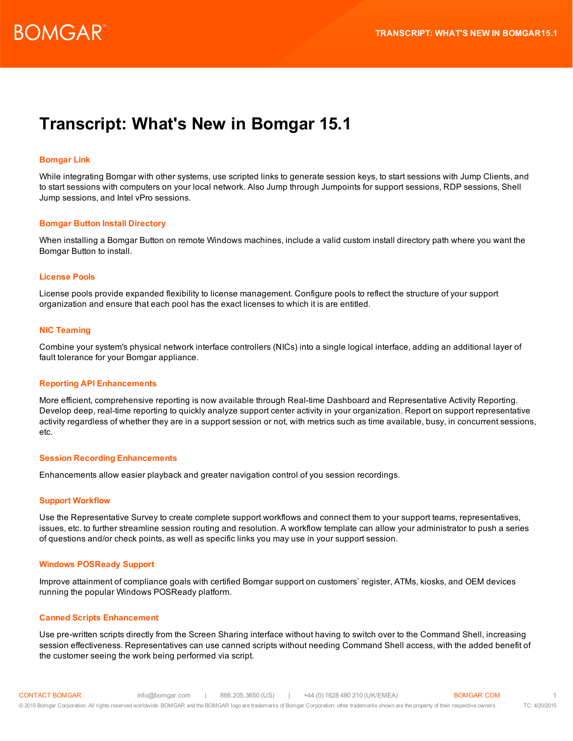# Transcript: What's New in Bomgar 15.1

## Bomgar Link

While integrating Bomgar with other systems, use scripted links to generate session keys, to start sessions with Jump Clients, and to start sessions with computers on your local network. Also Jump through Jumpoints for support sessions, RDP sessions, Shell Jump sessions, and Intel vPro sessions.

## Bomgar Button Install Directory

When installing a Bomgar Button on remote Windows machines, include a valid custom install directory path where you want the Bomgar Button to install.

## License Pools

License pools provide expanded flexibility to license management. Configure pools to reflect the structure of your support organization and ensure that each pool has the exact licenses to which it is are entitled.

## NIC Teaming

Combine your system's physical network interface controllers (NICs) into a single logical interface, adding an additional layer of fault tolerance for your Bomgar appliance.

## Reporting API Enhancements

More efficient, comprehensive reporting is now available through Real-time Dashboard and Representative Activity Reporting. Develop deep, real-time reporting to quickly analyze support center activity in your organization. Report on support representative activity regardless of whether they are in a support session or not, with metrics such as time available, busy, in concurrent sessions, etc.

## Session Recording Enhancements

Enhancements allow easier playback and greater navigation control of you session recordings.

## Support Workflow

Use the Representative Survey to create complete support workflows and connect them to your support teams, representatives, issues, etc. to further streamline session routing and resolution. A workflow template can allow your administrator to push a series of questions and/or check points, as well as specific links you may use in your support session.

## Windows POSReady Support

Improve attainment of compliance goals with certified Bomgar support on customers' register, ATMs, kiosks, and OEM devices running the popular Windows POSReady platform.

## Canned Scripts Enhancement

Use pre-written scripts directly from the Screen Sharing interface without having to switch over to the Command Shell, increasing session effectiveness. Representatives can use canned scripts without needing Command Shell access, with the added benefit of the customer seeing the work being performed via script.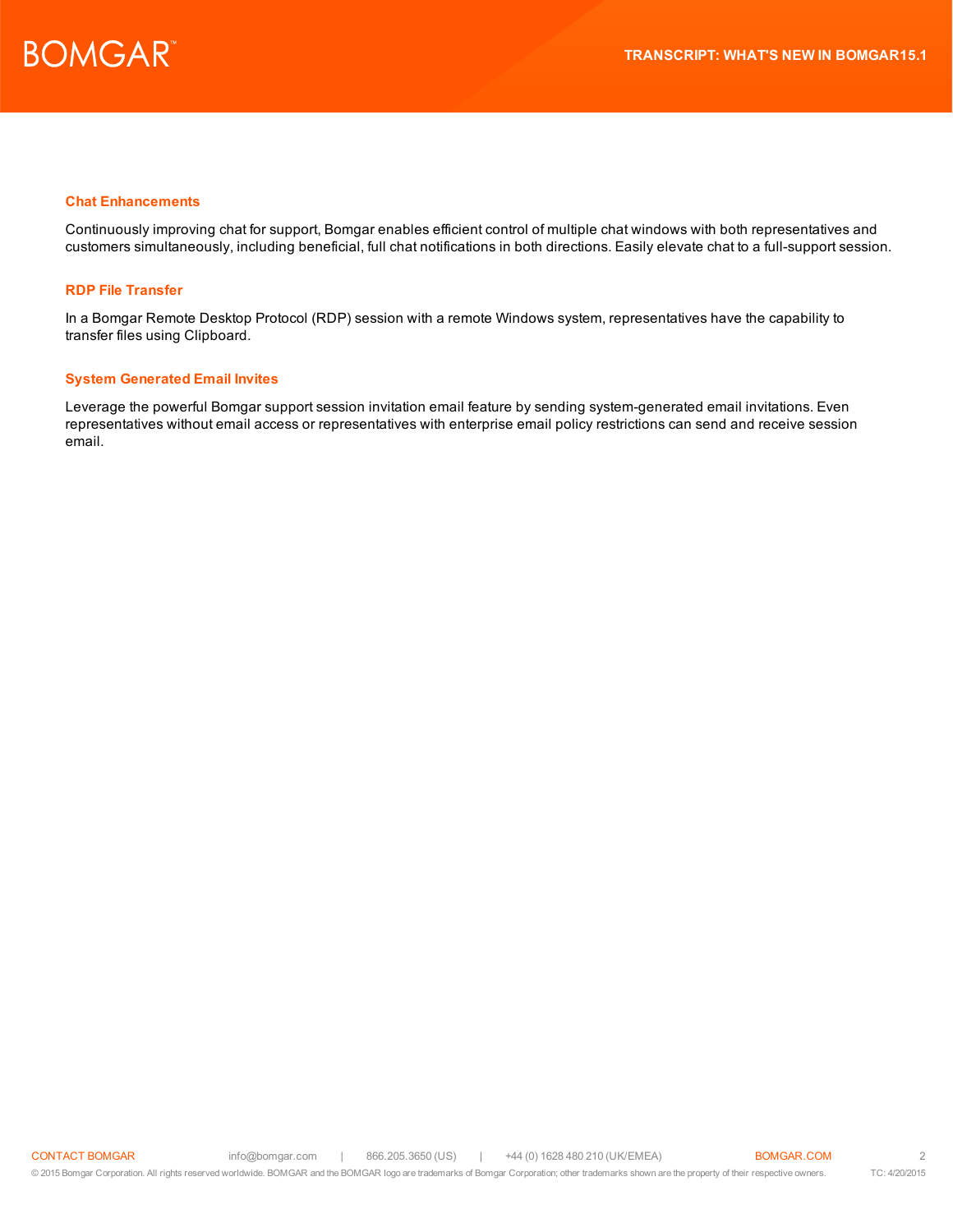## Chat Enhancements

Continuously improving chat for support, Bomgar enables efficient control of multiple chat windows with both representatives and customers simultaneously, including beneficial, full chat notifications in both directions. Easily elevate chat to a full-support session.

## RDP File Transfer

In a Bomgar Remote Desktop Protocol (RDP) session with a remote Windows system, representatives have the capability to transfer files using Clipboard.

## System Generated Email Invites

Leverage the powerful Bomgar support session invitation email feature by sending system-generated email invitations. Even representatives without email access or representatives with enterprise email policy restrictions can send and receive session email.